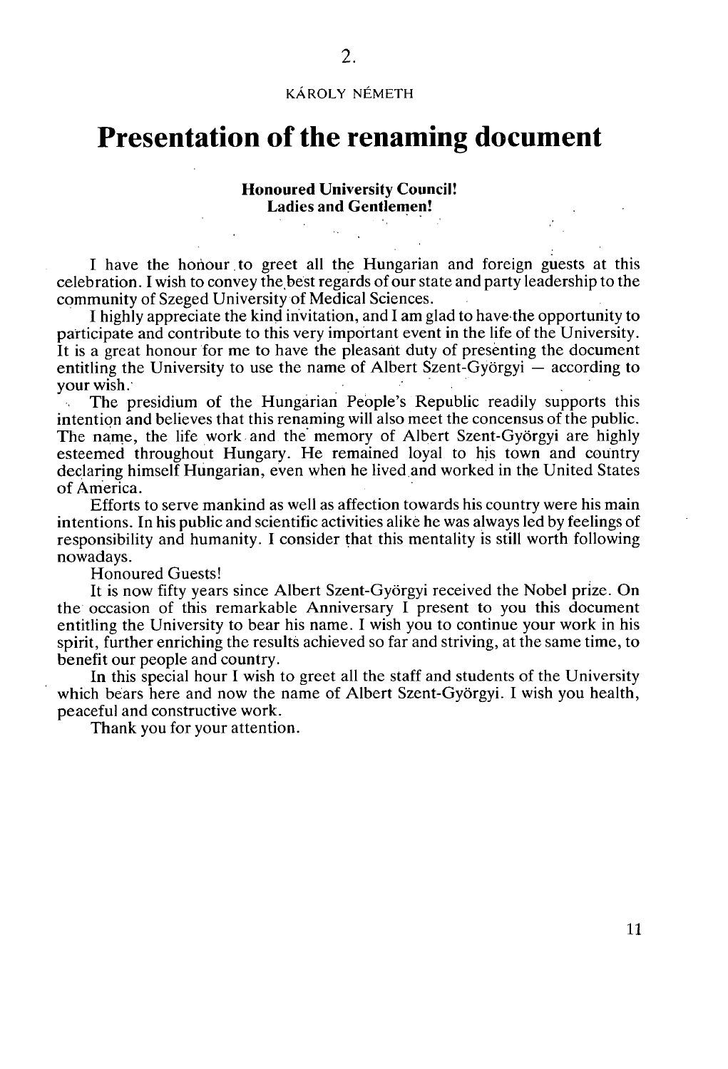2.

KÁROLY NÉMETH

# Presentation of the renaming document

**Honoured University Council!**
**Ladies and Gentlemen!**

I have the honour to greet all the Hungarian and foreign guests at this celebration. I wish to convey the best regards of our state and party leadership to the community of Szeged University of Medical Sciences.

I highly appreciate the kind invitation, and I am glad to have the opportunity to participate and contribute to this very important event in the life of the University. It is a great honour for me to have the pleasant duty of presenting the document entitling the University to use the name of Albert Szent-Györgyi — according to your wish.

The presidium of the Hungarian People's Republic readily supports this intention and believes that this renaming will also meet the concensus of the public. The name, the life work and the memory of Albert Szent-Györgyi are highly esteemed throughout Hungary. He remained loyal to his town and country declaring himself Hungarian, even when he lived and worked in the United States of America.

Efforts to serve mankind as well as affection towards his country were his main intentions. In his public and scientific activities alike he was always led by feelings of responsibility and humanity. I consider that this mentality is still worth following nowadays.

Honoured Guests!

It is now fifty years since Albert Szent-Györgyi received the Nobel prize. On the occasion of this remarkable Anniversary I present to you this document entitling the University to bear his name. I wish you to continue your work in his spirit, further enriching the results achieved so far and striving, at the same time, to benefit our people and country.

In this special hour I wish to greet all the staff and students of the University which bears here and now the name of Albert Szent-Györgyi. I wish you health, peaceful and constructive work.

Thank you for your attention.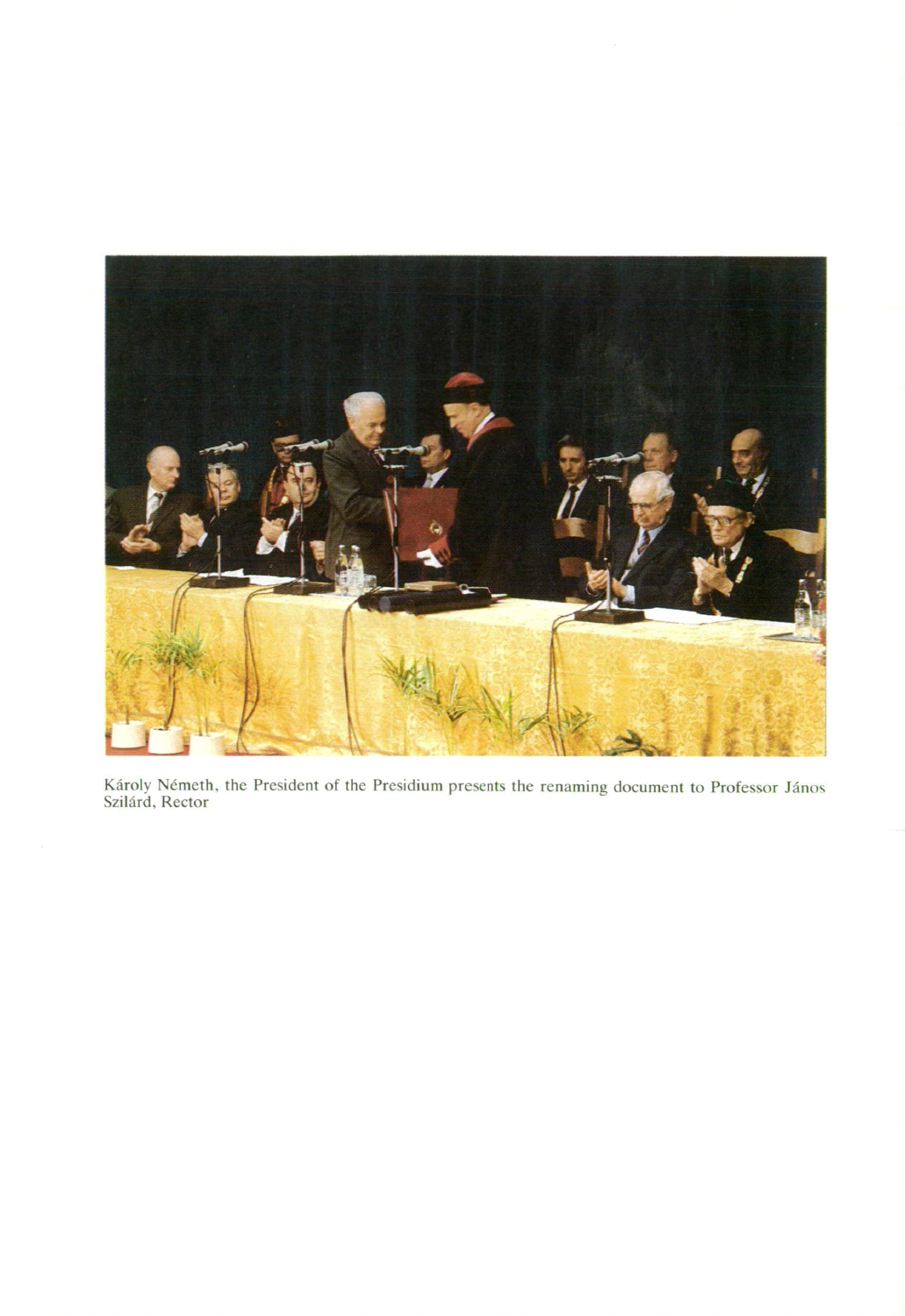Károly Németh, the President of the Presidium presents the renaming document to Professor János Szilárd, Rector